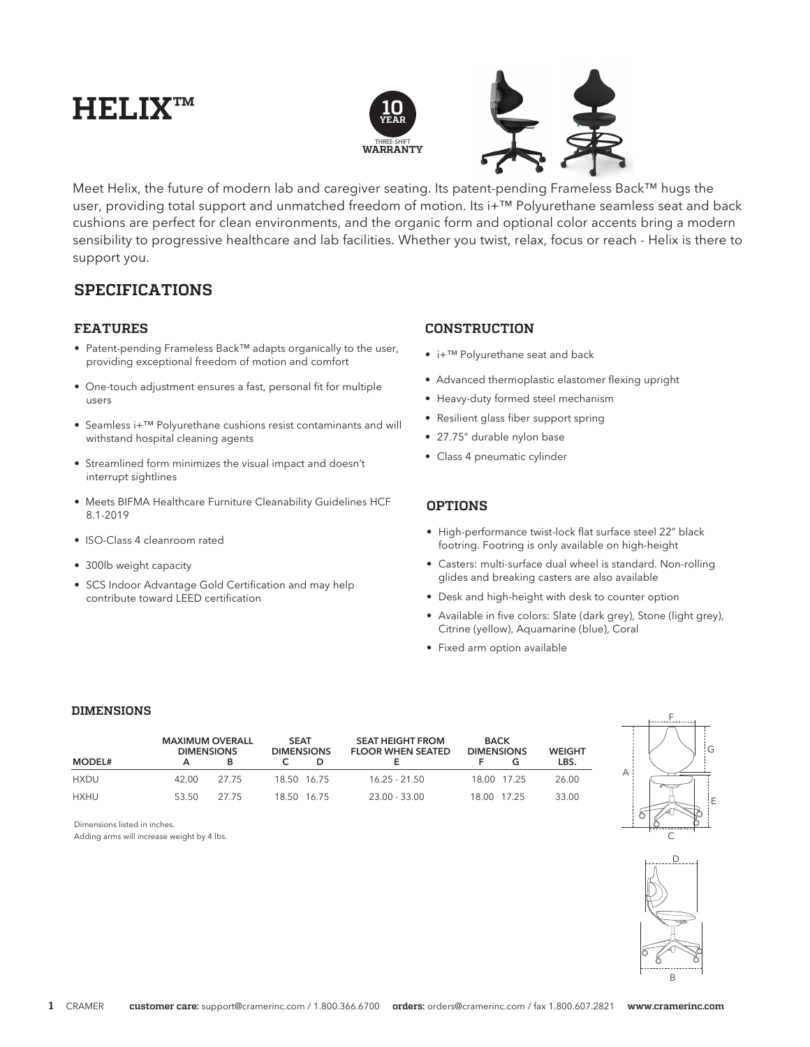# HELIX™

10 YEAR THREE-SHIFT WARRANTY

Meet Helix, the future of modern lab and caregiver seating. Its patent-pending Frameless Back™ hugs the user, providing total support and unmatched freedom of motion. Its i+™ Polyurethane seamless seat and back cushions are perfect for clean environments, and the organic form and optional color accents bring a modern sensibility to progressive healthcare and lab facilities. Whether you twist, relax, focus or reach - Helix is there to support you.

## SPECIFICATIONS

### FEATURES

- Patent-pending Frameless Back™ adapts organically to the user, providing exceptional freedom of motion and comfort
- One-touch adjustment ensures a fast, personal fit for multiple users
- Seamless i+™ Polyurethane cushions resist contaminants and will withstand hospital cleaning agents
- Streamlined form minimizes the visual impact and doesn't interrupt sightlines
- Meets BIFMA Healthcare Furniture Cleanability Guidelines HCF 8.1-2019
- ISO-Class 4 cleanroom rated
- 300lb weight capacity
- SCS Indoor Advantage Gold Certification and may help contribute toward LEED certification

### CONSTRUCTION

- i+™ Polyurethane seat and back
- Advanced thermoplastic elastomer flexing upright
- Heavy-duty formed steel mechanism
- Resilient glass fiber support spring
- 27.75" durable nylon base
- Class 4 pneumatic cylinder

### OPTIONS

- High-performance twist-lock flat surface steel 22" black footring. Footring is only available on high-height
- Casters: multi-surface dual wheel is standard. Non-rolling glides and breaking casters are also available
- Desk and high-height with desk to counter option
- Available in five colors: Slate (dark grey), Stone (light grey), Citrine (yellow), Aquamarine (blue), Coral
- Fixed arm option available

### DIMENSIONS

| MODEL# | MAXIMUM OVERALL DIMENSIONS A | B | SEAT DIMENSIONS C | D | SEAT HEIGHT FROM FLOOR WHEN SEATED E | BACK DIMENSIONS F | G | WEIGHT LBS. |
|---|---|---|---|---|---|---|---|---|
| HXDU | 42.00 | 27.75 | 18.50 | 16.75 | 16.25 - 21.50 | 18.00 | 17.25 | 26.00 |
| HXHU | 53.50 | 27.75 | 18.50 | 16.75 | 23.00 - 33.00 | 18.00 | 17.25 | 33.00 |

Dimensions listed in inches.
Adding arms will increase weight by 4 lbs.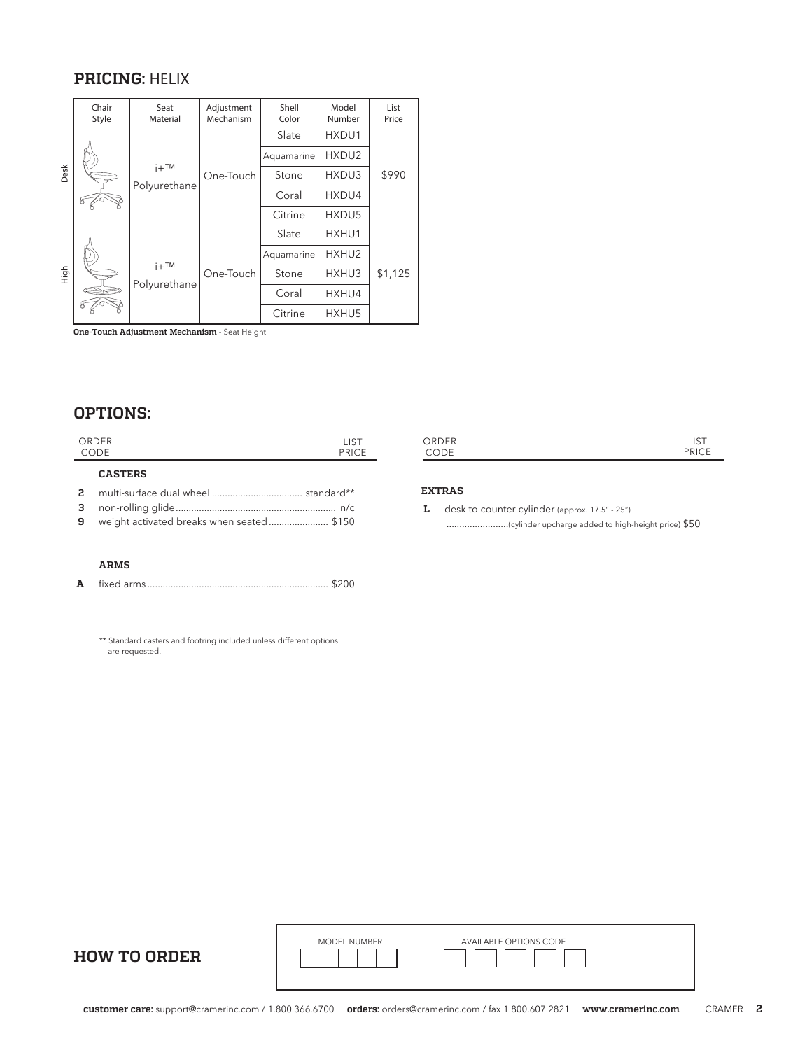## PRICING: HELIX

| | Chair Style | Seat Material | Adjustment Mechanism | Shell Color | Model Number | List Price |
|---|---|---|---|---|---|---|
| Desk | | i+™ Polyurethane | One-Touch | Slate | HXDU1 | $990 |
| | | | | Aquamarine | HXDU2 | |
| | | | | Stone | HXDU3 | |
| | | | | Coral | HXDU4 | |
| | | | | Citrine | HXDU5 | |
| High | | i+™ Polyurethane | One-Touch | Slate | HXHU1 | $1,125 |
| | | | | Aquamarine | HXHU2 | |
| | | | | Stone | HXHU3 | |
| | | | | Coral | HXHU4 | |
| | | | | Citrine | HXHU5 | |

**One-Touch Adjustment Mechanism** - Seat Height

## OPTIONS:

| ORDER CODE | | LIST PRICE |
|---|---|---|
| | **CASTERS** | |
| 2 | multi-surface dual wheel | standard** |
| 3 | non-rolling glide | n/c |
| 9 | weight activated breaks when seated | $150 |
| | **ARMS** | |
| A | fixed arms | $200 |

** Standard casters and footring included unless different options are requested.

| ORDER CODE | | LIST PRICE |
|---|---|---|
| | **EXTRAS** | |
| L | desk to counter cylinder (approx. 17.5" - 25") (cylinder upcharge added to high-height price) | $50 |

## HOW TO ORDER

MODEL NUMBER

AVAILABLE OPTIONS CODE

**customer care:** support@cramerinc.com / 1.800.366.6700 **orders:** orders@cramerinc.com / fax 1.800.607.2821 **www.cramerinc.com**